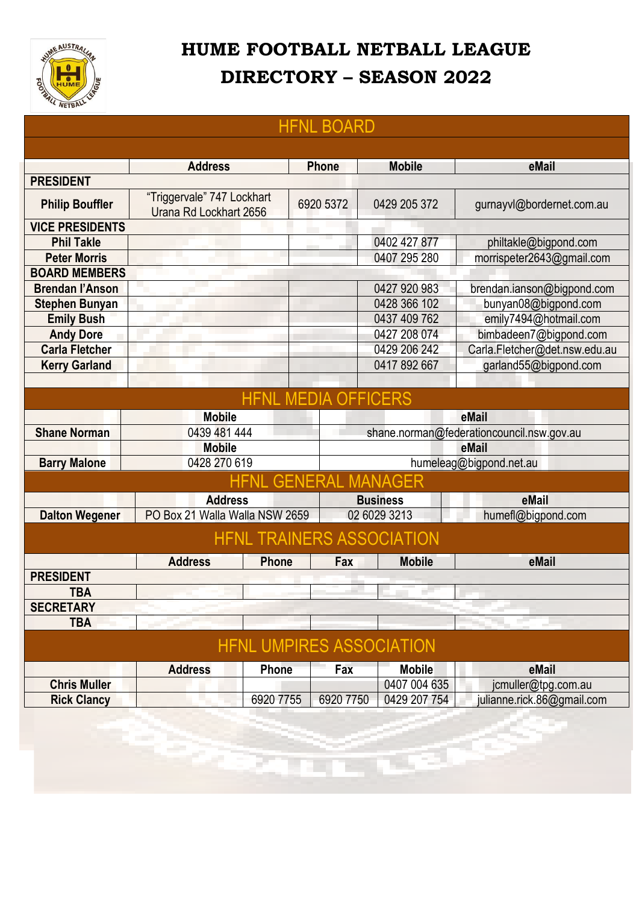# HUME FOOTBALL NETBALL LEAGUE

# DIRECTORY – SEASON 2022

## HFNL BOARD

| | Address | Phone | Mobile | eMail |
|---|---|---|---|---|
| **PRESIDENT** | | | | |
| **Philip Bouffler** | "Triggervale" 747 Lockhart Urana Rd Lockhart 2656 | 6920 5372 | 0429 205 372 | gurnayvl@bordernet.com.au |
| **VICE PRESIDENTS** | | | | |
| **Phil Takle** | | | 0402 427 877 | philtakle@bigpond.com |
| **Peter Morris** | | | 0407 295 280 | morrispeter2643@gmail.com |
| **BOARD MEMBERS** | | | | |
| **Brendan I'Anson** | | | 0427 920 983 | brendan.ianson@bigpond.com |
| **Stephen Bunyan** | | | 0428 366 102 | bunyan08@bigpond.com |
| **Emily Bush** | | | 0437 409 762 | emily7494@hotmail.com |
| **Andy Dore** | | | 0427 208 074 | bimbadeen7@bigpond.com |
| **Carla Fletcher** | | | 0429 206 242 | Carla.Fletcher@det.nsw.edu.au |
| **Kerry Garland** | | | 0417 892 667 | garland55@bigpond.com |

## HFNL MEDIA OFFICERS

| | Mobile | eMail |
|---|---|---|
| **Shane Norman** | 0439 481 444 | shane.norman@federationcouncil.nsw.gov.au |
| | **Mobile** | **eMail** |
| **Barry Malone** | 0428 270 619 | humeleag@bigpond.net.au |

## HFNL GENERAL MANAGER

| | Address | Business | eMail |
|---|---|---|---|
| **Dalton Wegener** | PO Box 21 Walla Walla NSW 2659 | 02 6029 3213 | humefl@bigpond.com |

## HFNL TRAINERS ASSOCIATION

| | Address | Phone | Fax | Mobile | eMail |
|---|---|---|---|---|---|
| **PRESIDENT** | | | | | |
| **TBA** | | | | | |
| **SECRETARY** | | | | | |
| **TBA** | | | | | |

## HFNL UMPIRES ASSOCIATION

| | Address | Phone | Fax | Mobile | eMail |
|---|---|---|---|---|---|
| **Chris Muller** | | | | 0407 004 635 | jcmuller@tpg.com.au |
| **Rick Clancy** | | 6920 7755 | 6920 7750 | 0429 207 754 | julianne.rick.86@gmail.com |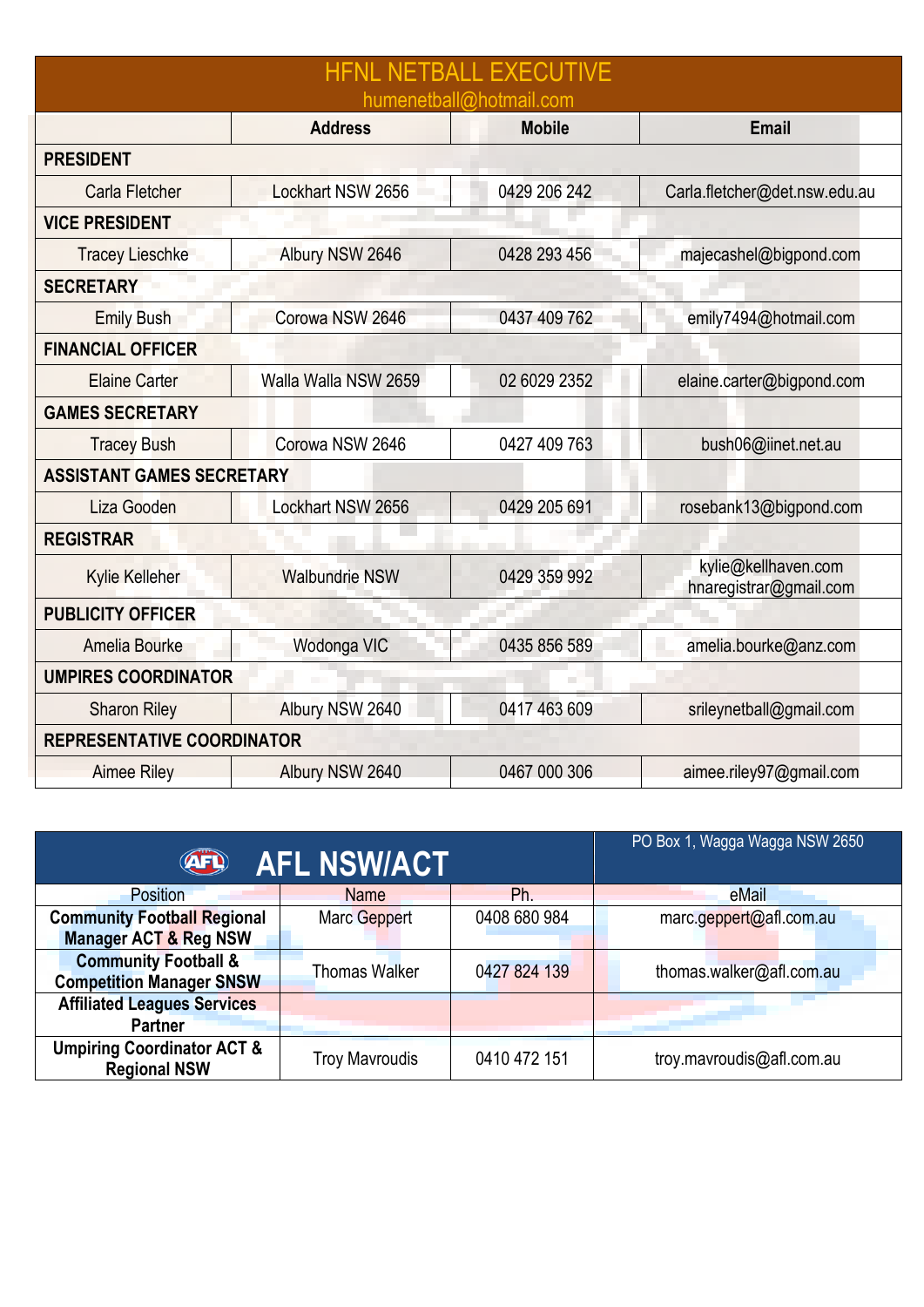## HFNL NETBALL EXECUTIVE

humenetball@hotmail.com

| | Address | Mobile | Email |
|---|---|---|---|
| **PRESIDENT** | | | |
| Carla Fletcher | Lockhart NSW 2656 | 0429 206 242 | Carla.fletcher@det.nsw.edu.au |
| **VICE PRESIDENT** | | | |
| Tracey Lieschke | Albury NSW 2646 | 0428 293 456 | majecashel@bigpond.com |
| **SECRETARY** | | | |
| Emily Bush | Corowa NSW 2646 | 0437 409 762 | emily7494@hotmail.com |
| **FINANCIAL OFFICER** | | | |
| Elaine Carter | Walla Walla NSW 2659 | 02 6029 2352 | elaine.carter@bigpond.com |
| **GAMES SECRETARY** | | | |
| Tracey Bush | Corowa NSW 2646 | 0427 409 763 | bush06@iinet.net.au |
| **ASSISTANT GAMES SECRETARY** | | | |
| Liza Gooden | Lockhart NSW 2656 | 0429 205 691 | rosebank13@bigpond.com |
| **REGISTRAR** | | | |
| Kylie Kelleher | Walbundrie NSW | 0429 359 992 | kylie@kellhaven.com hnaregistrar@gmail.com |
| **PUBLICITY OFFICER** | | | |
| Amelia Bourke | Wodonga VIC | 0435 856 589 | amelia.bourke@anz.com |
| **UMPIRES COORDINATOR** | | | |
| Sharon Riley | Albury NSW 2640 | 0417 463 609 | srileynetball@gmail.com |
| **REPRESENTATIVE COORDINATOR** | | | |
| Aimee Riley | Albury NSW 2640 | 0467 000 306 | aimee.riley97@gmail.com |

## AFL NSW/ACT

PO Box 1, Wagga Wagga NSW 2650

| Position | Name | Ph. | eMail |
|---|---|---|---|
| **Community Football Regional Manager ACT & Reg NSW** | Marc Geppert | 0408 680 984 | marc.geppert@afl.com.au |
| **Community Football & Competition Manager SNSW** | Thomas Walker | 0427 824 139 | thomas.walker@afl.com.au |
| **Affiliated Leagues Services Partner** | | | |
| **Umpiring Coordinator ACT & Regional NSW** | Troy Mavroudis | 0410 472 151 | troy.mavroudis@afl.com.au |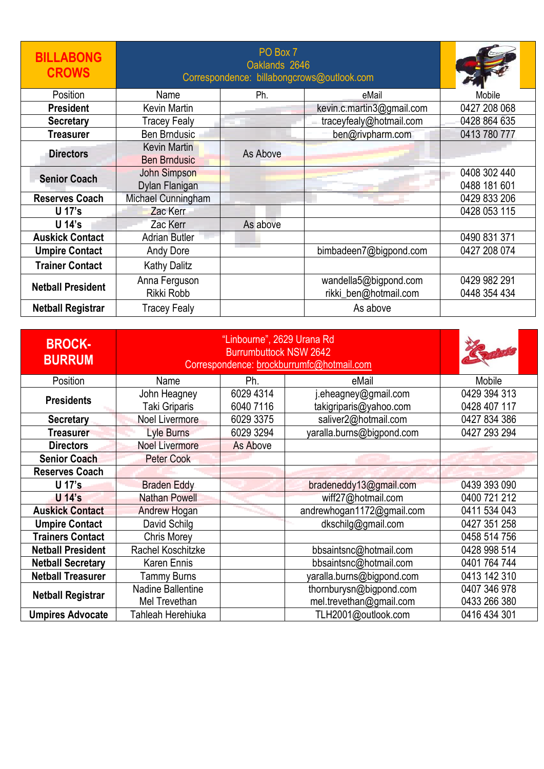| BILLABONG CROWS | PO Box 7<br>Oaklands 2646<br>Correspondence: billabongcrows@outlook.com | | | |
|---|---|---|---|---|
| Position | Name | Ph. | eMail | Mobile |
| **President** | Kevin Martin | | kevin.c.martin3@gmail.com | 0427 208 068 |
| **Secretary** | Tracey Fealy | | traceyfealy@hotmail.com | 0428 864 635 |
| **Treasurer** | Ben Brndusic | | ben@rivpharm.com | 0413 780 777 |
| **Directors** | Kevin Martin<br>Ben Brndusic | As Above | | |
| **Senior Coach** | John Simpson<br>Dylan Flanigan | | | 0408 302 440<br>0488 181 601 |
| **Reserves Coach** | Michael Cunningham | | | 0429 833 206 |
| **U 17's** | Zac Kerr | | | 0428 053 115 |
| **U 14's** | Zac Kerr | As above | | |
| **Auskick Contact** | Adrian Butler | | | 0490 831 371 |
| **Umpire Contact** | Andy Dore | | bimbadeen7@bigpond.com | 0427 208 074 |
| **Trainer Contact** | Kathy Dalitz | | | |
| **Netball President** | Anna Ferguson<br>Rikki Robb | | wandella5@bigpond.com<br>rikki_ben@hotmail.com | 0429 982 291<br>0448 354 434 |
| **Netball Registrar** | Tracey Fealy | | As above | |

| BROCK-BURRUM | "Linbourne", 2629 Urana Rd<br>Burrumbuttock NSW 2642<br>Correspondence: brockburrumfc@hotmail.com | | | |
|---|---|---|---|---|
| Position | Name | Ph. | eMail | Mobile |
| **Presidents** | John Heagney<br>Taki Griparis | 6029 4314<br>6040 7116 | j.eheagney@gmail.com<br>takigriparis@yahoo.com | 0429 394 313<br>0428 407 117 |
| **Secretary** | Noel Livermore | 6029 3375 | saliver2@hotmail.com | 0427 834 386 |
| **Treasurer** | Lyle Burns | 6029 3294 | yaralla.burns@bigpond.com | 0427 293 294 |
| **Directors** | Noel Livermore | As Above | | |
| **Senior Coach** | Peter Cook | | | |
| **Reserves Coach** | | | | |
| **U 17's** | Braden Eddy | | bradeneddy13@gmail.com | 0439 393 090 |
| **U 14's** | Nathan Powell | | wiff27@hotmail.com | 0400 721 212 |
| **Auskick Contact** | Andrew Hogan | | andrewhogan1172@gmail.com | 0411 534 043 |
| **Umpire Contact** | David Schilg | | dkschilg@gmail.com | 0427 351 258 |
| **Trainers Contact** | Chris Morey | | | 0458 514 756 |
| **Netball President** | Rachel Koschitzke | | bbsaintsnc@hotmail.com | 0428 998 514 |
| **Netball Secretary** | Karen Ennis | | bbsaintsnc@hotmail.com | 0401 764 744 |
| **Netball Treasurer** | Tammy Burns | | yaralla.burns@bigpond.com | 0413 142 310 |
| **Netball Registrar** | Nadine Ballentine<br>Mel Trevethan | | thornburysn@bigpond.com<br>mel.trevethan@gmail.com | 0407 346 978<br>0433 266 380 |
| **Umpires Advocate** | Tahleah Herehiuka | | TLH2001@outlook.com | 0416 434 301 |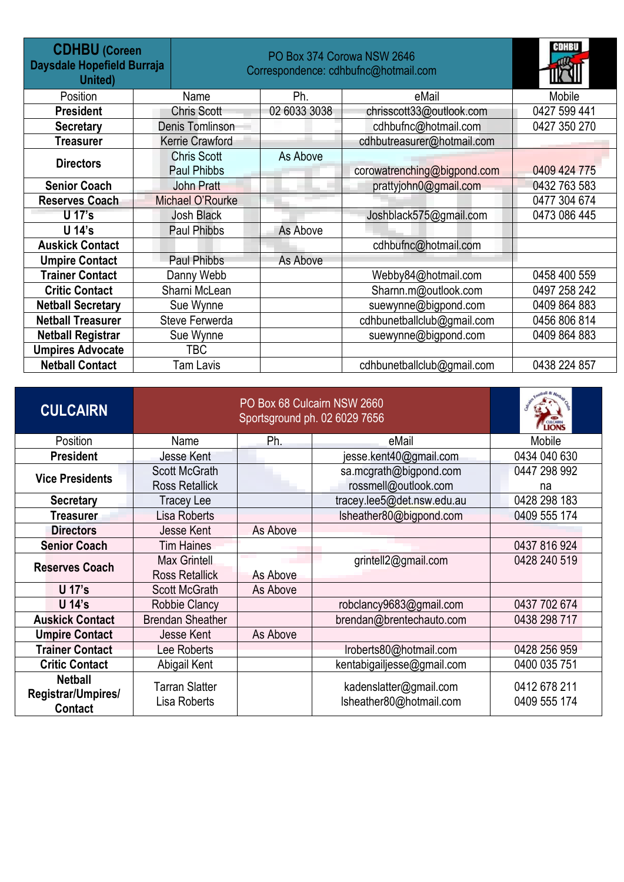| **CDHBU** (Coreen Daysdale Hopefield Burraja United) | PO Box 374 Corowa NSW 2646<br>Correspondence: cdhbufnc@hotmail.com | | | |
|---|---|---|---|---|
| Position | Name | Ph. | eMail | Mobile |
| **President** | Chris Scott | 02 6033 3038 | chrisscott33@outlook.com | 0427 599 441 |
| **Secretary** | Denis Tomlinson | | cdhbufnc@hotmail.com | 0427 350 270 |
| **Treasurer** | Kerrie Crawford | | cdhbutreasurer@hotmail.com | |
| **Directors** | Chris Scott<br>Paul Phibbs | As Above | corowatrenching@bigpond.com | 0409 424 775 |
| **Senior Coach** | John Pratt | | prattyjohn0@gmail.com | 0432 763 583 |
| **Reserves Coach** | Michael O'Rourke | | | 0477 304 674 |
| **U 17's** | Josh Black | | Joshblack575@gmail.com | 0473 086 445 |
| **U 14's** | Paul Phibbs | As Above | | |
| **Auskick Contact** | | | cdhbufnc@hotmail.com | |
| **Umpire Contact** | Paul Phibbs | As Above | | |
| **Trainer Contact** | Danny Webb | | Webby84@hotmail.com | 0458 400 559 |
| **Critic Contact** | Sharni McLean | | Sharnn.m@outlook.com | 0497 258 242 |
| **Netball Secretary** | Sue Wynne | | suewynne@bigpond.com | 0409 864 883 |
| **Netball Treasurer** | Steve Ferwerda | | cdhbunetballclub@gmail.com | 0456 806 814 |
| **Netball Registrar** | Sue Wynne | | suewynne@bigpond.com | 0409 864 883 |
| **Umpires Advocate** | TBC | | | |
| **Netball Contact** | Tam Lavis | | cdhbunetballclub@gmail.com | 0438 224 857 |

| **CULCAIRN** | PO Box 68 Culcairn NSW 2660<br>Sportsground ph. 02 6029 7656 | | | |
|---|---|---|---|---|
| Position | Name | Ph. | eMail | Mobile |
| **President** | Jesse Kent | | jesse.kent40@gmail.com | 0434 040 630 |
| **Vice Presidents** | Scott McGrath<br>Ross Retallick | | sa.mcgrath@bigpond.com<br>rossmell@outlook.com | 0447 298 992<br>na |
| **Secretary** | Tracey Lee | | tracey.lee5@det.nsw.edu.au | 0428 298 183 |
| **Treasurer** | Lisa Roberts | | lsheather80@bigpond.com | 0409 555 174 |
| **Directors** | Jesse Kent | As Above | | |
| **Senior Coach** | Tim Haines | | | 0437 816 924 |
| **Reserves Coach** | Max Grintell<br>Ross Retallick | As Above | grintell2@gmail.com | 0428 240 519 |
| **U 17's** | Scott McGrath | As Above | | |
| **U 14's** | Robbie Clancy | | robclancy9683@gmail.com | 0437 702 674 |
| **Auskick Contact** | Brendan Sheather | | brendan@brentechauto.com | 0438 298 717 |
| **Umpire Contact** | Jesse Kent | As Above | | |
| **Trainer Contact** | Lee Roberts | | lroberts80@hotmail.com | 0428 256 959 |
| **Critic Contact** | Abigail Kent | | kentabigailjesse@gmail.com | 0400 035 751 |
| **Netball Registrar/Umpires/ Contact** | Tarran Slatter<br>Lisa Roberts | | kadenslatter@gmail.com<br>lsheather80@hotmail.com | 0412 678 211<br>0409 555 174 |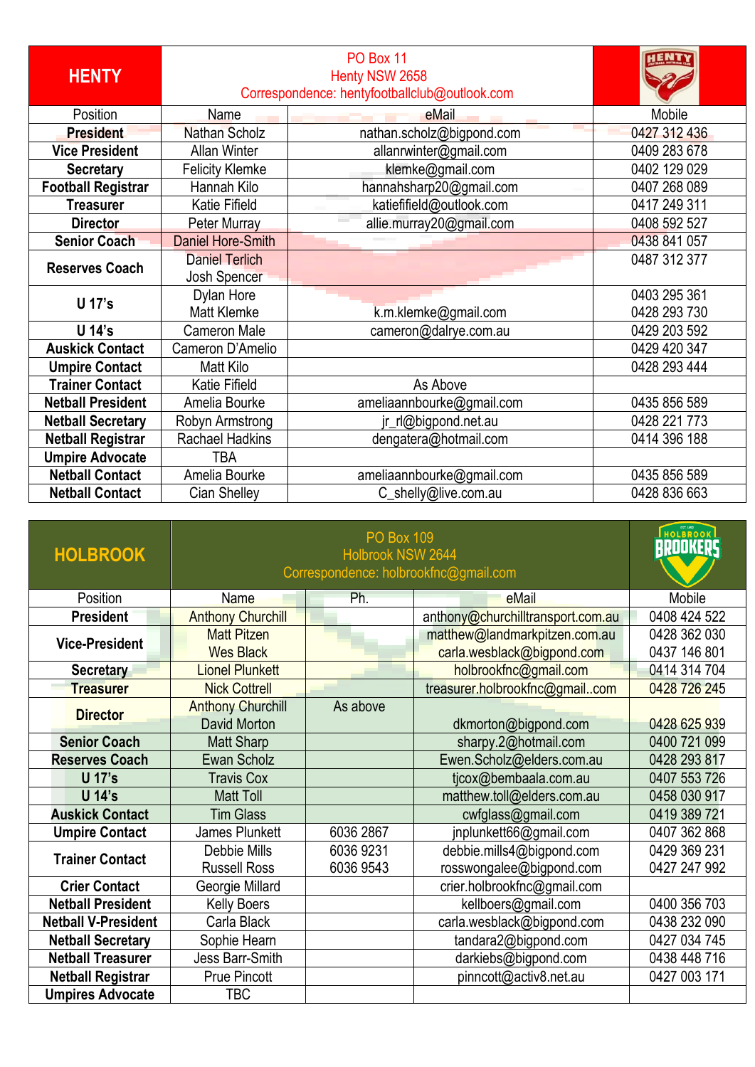| HENTY | PO Box 11<br>Henty NSW 2658<br>Correspondence: hentyfootballclub@outlook.com | | |
|---|---|---|---|
| Position | Name | eMail | Mobile |
| **President** | Nathan Scholz | nathan.scholz@bigpond.com | 0427 312 436 |
| **Vice President** | Allan Winter | allanrwinter@gmail.com | 0409 283 678 |
| **Secretary** | Felicity Klemke | klemke@gmail.com | 0402 129 029 |
| **Football Registrar** | Hannah Kilo | hannahsharp20@gmail.com | 0407 268 089 |
| **Treasurer** | Katie Fifield | katiefifield@outlook.com | 0417 249 311 |
| **Director** | Peter Murray | allie.murray20@gmail.com | 0408 592 527 |
| **Senior Coach** | Daniel Hore-Smith | | 0438 841 057 |
| **Reserves Coach** | Daniel Terlich<br>Josh Spencer | | 0487 312 377 |
| **U 17's** | Dylan Hore<br>Matt Klemke | k.m.klemke@gmail.com | 0403 295 361<br>0428 293 730 |
| **U 14's** | Cameron Male | cameron@dalrye.com.au | 0429 203 592 |
| **Auskick Contact** | Cameron D'Amelio | | 0429 420 347 |
| **Umpire Contact** | Matt Kilo | | 0428 293 444 |
| **Trainer Contact** | Katie Fifield | As Above | |
| **Netball President** | Amelia Bourke | ameliaannbourke@gmail.com | 0435 856 589 |
| **Netball Secretary** | Robyn Armstrong | jr_rl@bigpond.net.au | 0428 221 773 |
| **Netball Registrar** | Rachael Hadkins | dengatera@hotmail.com | 0414 396 188 |
| **Umpire Advocate** | TBA | | |
| **Netball Contact** | Amelia Bourke | ameliaannbourke@gmail.com | 0435 856 589 |
| **Netball Contact** | Cian Shelley | C_shelly@live.com.au | 0428 836 663 |

| HOLBROOK | PO Box 109<br>Holbrook NSW 2644<br>Correspondence: holbrookfnc@gmail.com | | | |
|---|---|---|---|---|
| Position | Name | Ph. | eMail | Mobile |
| **President** | Anthony Churchill | | anthony@churchilltransport.com.au | 0408 424 522 |
| **Vice-President** | Matt Pitzen<br>Wes Black | | matthew@landmarkpitzen.com.au<br>carla.wesblack@bigpond.com | 0428 362 030<br>0437 146 801 |
| **Secretary** | Lionel Plunkett | | holbrookfnc@gmail.com | 0414 314 704 |
| **Treasurer** | Nick Cottrell | | treasurer.holbrookfnc@gmail..com | 0428 726 245 |
| **Director** | Anthony Churchill<br>David Morton | As above | dkmorton@bigpond.com | 0428 625 939 |
| **Senior Coach** | Matt Sharp | | sharpy.2@hotmail.com | 0400 721 099 |
| **Reserves Coach** | Ewan Scholz | | Ewen.Scholz@elders.com.au | 0428 293 817 |
| **U 17's** | Travis Cox | | tjcox@bembaala.com.au | 0407 553 726 |
| **U 14's** | Matt Toll | | matthew.toll@elders.com.au | 0458 030 917 |
| **Auskick Contact** | Tim Glass | | cwfglass@gmail.com | 0419 389 721 |
| **Umpire Contact** | James Plunkett | 6036 2867 | jnplunkett66@gmail.com | 0407 362 868 |
| **Trainer Contact** | Debbie Mills<br>Russell Ross | 6036 9231<br>6036 9543 | debbie.mills4@bigpond.com<br>rosswongalee@bigpond.com | 0429 369 231<br>0427 247 992 |
| **Crier Contact** | Georgie Millard | | crier.holbrookfnc@gmail.com | |
| **Netball President** | Kelly Boers | | kellboers@gmail.com | 0400 356 703 |
| **Netball V-President** | Carla Black | | carla.wesblack@bigpond.com | 0438 232 090 |
| **Netball Secretary** | Sophie Hearn | | tandara2@bigpond.com | 0427 034 745 |
| **Netball Treasurer** | Jess Barr-Smith | | darkiebs@bigpond.com | 0438 448 716 |
| **Netball Registrar** | Prue Pincott | | pinncott@activ8.net.au | 0427 003 171 |
| **Umpires Advocate** | TBC | | | |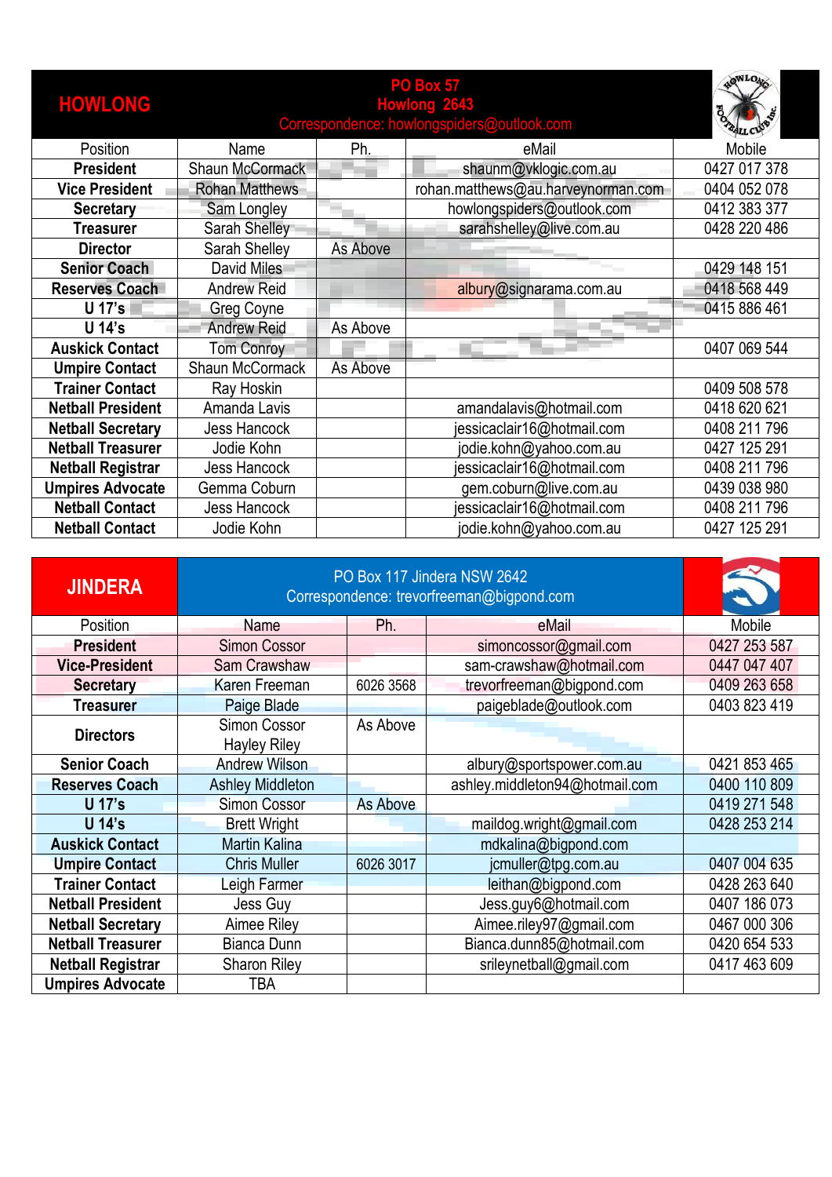## HOWLONG

PO Box 57
Howlong 2643
Correspondence: howlongspiders@outlook.com

| Position | Name | Ph. | eMail | Mobile |
|---|---|---|---|---|
| **President** | Shaun McCormack | | shaunm@vklogic.com.au | 0427 017 378 |
| **Vice President** | Rohan Matthews | | rohan.matthews@au.harveynorman.com | 0404 052 078 |
| **Secretary** | Sam Longley | | howlongspiders@outlook.com | 0412 383 377 |
| **Treasurer** | Sarah Shelley | | sarahshelley@live.com.au | 0428 220 486 |
| **Director** | Sarah Shelley | As Above | | |
| **Senior Coach** | David Miles | | | 0429 148 151 |
| **Reserves Coach** | Andrew Reid | | albury@signarama.com.au | 0418 568 449 |
| **U 17's** | Greg Coyne | | | 0415 886 461 |
| **U 14's** | Andrew Reid | As Above | | |
| **Auskick Contact** | Tom Conroy | | | 0407 069 544 |
| **Umpire Contact** | Shaun McCormack | As Above | | |
| **Trainer Contact** | Ray Hoskin | | | 0409 508 578 |
| **Netball President** | Amanda Lavis | | amandalavis@hotmail.com | 0418 620 621 |
| **Netball Secretary** | Jess Hancock | | jessicaclair16@hotmail.com | 0408 211 796 |
| **Netball Treasurer** | Jodie Kohn | | jodie.kohn@yahoo.com.au | 0427 125 291 |
| **Netball Registrar** | Jess Hancock | | jessicaclair16@hotmail.com | 0408 211 796 |
| **Umpires Advocate** | Gemma Coburn | | gem.coburn@live.com.au | 0439 038 980 |
| **Netball Contact** | Jess Hancock | | jessicaclair16@hotmail.com | 0408 211 796 |
| **Netball Contact** | Jodie Kohn | | jodie.kohn@yahoo.com.au | 0427 125 291 |

## JINDERA

PO Box 117 Jindera NSW 2642
Correspondence: trevorfreeman@bigpond.com

| Position | Name | Ph. | eMail | Mobile |
|---|---|---|---|---|
| **President** | Simon Cossor | | simoncossor@gmail.com | 0427 253 587 |
| **Vice-President** | Sam Crawshaw | | sam-crawshaw@hotmail.com | 0447 047 407 |
| **Secretary** | Karen Freeman | 6026 3568 | trevorfreeman@bigpond.com | 0409 263 658 |
| **Treasurer** | Paige Blade | | paigeblade@outlook.com | 0403 823 419 |
| **Directors** | Simon Cossor<br>Hayley Riley | As Above | | |
| **Senior Coach** | Andrew Wilson | | albury@sportspower.com.au | 0421 853 465 |
| **Reserves Coach** | Ashley Middleton | | ashley.middleton94@hotmail.com | 0400 110 809 |
| **U 17's** | Simon Cossor | As Above | | 0419 271 548 |
| **U 14's** | Brett Wright | | maildog.wright@gmail.com | 0428 253 214 |
| **Auskick Contact** | Martin Kalina | | mdkalina@bigpond.com | |
| **Umpire Contact** | Chris Muller | 6026 3017 | jcmuller@tpg.com.au | 0407 004 635 |
| **Trainer Contact** | Leigh Farmer | | leithan@bigpond.com | 0428 263 640 |
| **Netball President** | Jess Guy | | Jess.guy6@hotmail.com | 0407 186 073 |
| **Netball Secretary** | Aimee Riley | | Aimee.riley97@gmail.com | 0467 000 306 |
| **Netball Treasurer** | Bianca Dunn | | Bianca.dunn85@hotmail.com | 0420 654 533 |
| **Netball Registrar** | Sharon Riley | | srileynetball@gmail.com | 0417 463 609 |
| **Umpires Advocate** | TBA | | | |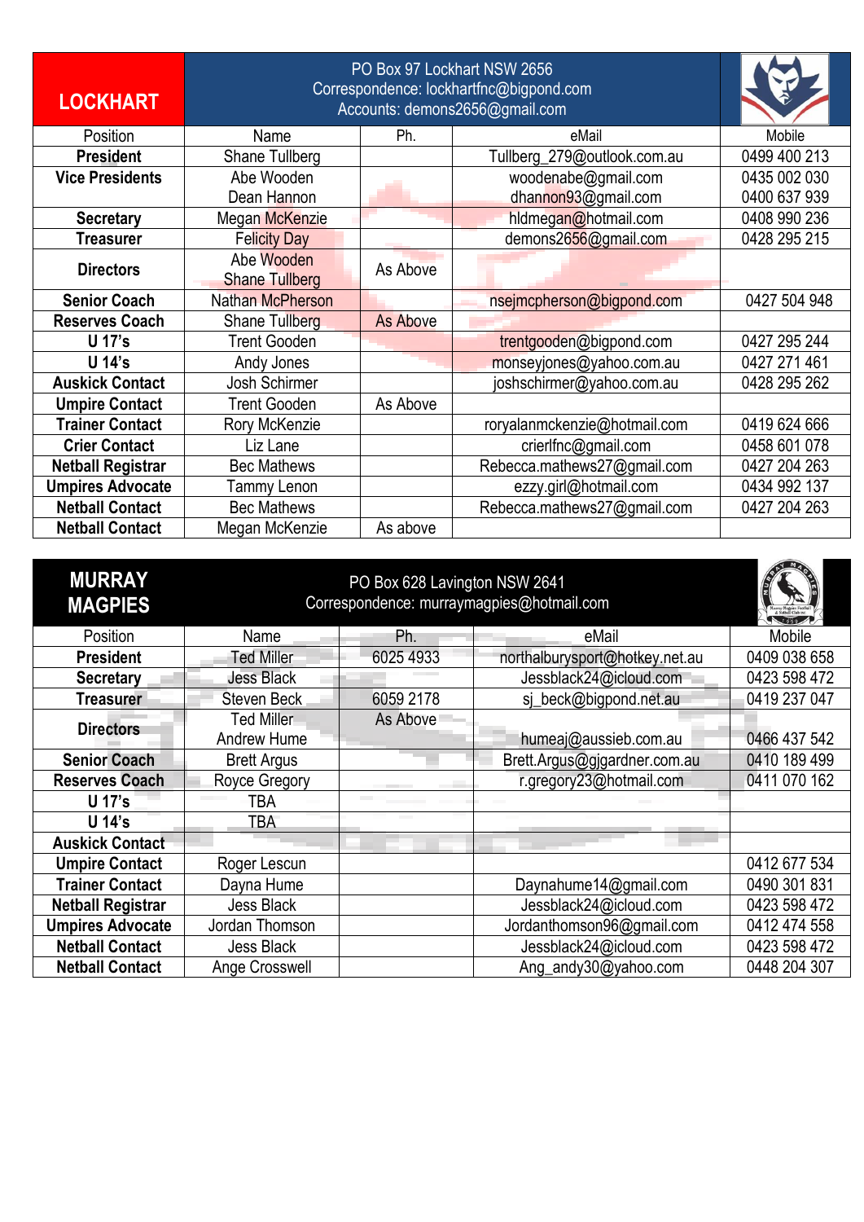## LOCKHART

PO Box 97 Lockhart NSW 2656
Correspondence: lockhartfnc@bigpond.com
Accounts: demons2656@gmail.com

| Position | Name | Ph. | eMail | Mobile |
|---|---|---|---|---|
| **President** | Shane Tullberg | | Tullberg_279@outlook.com.au | 0499 400 213 |
| **Vice Presidents** | Abe Wooden<br>Dean Hannon | | woodenabe@gmail.com<br>dhannon93@gmail.com | 0435 002 030<br>0400 637 939 |
| **Secretary** | Megan McKenzie | | hldmegan@hotmail.com | 0408 990 236 |
| **Treasurer** | Felicity Day | | demons2656@gmail.com | 0428 295 215 |
| **Directors** | Abe Wooden<br>Shane Tullberg | As Above | | |
| **Senior Coach** | Nathan McPherson | | nsejmcpherson@bigpond.com | 0427 504 948 |
| **Reserves Coach** | Shane Tullberg | As Above | | |
| **U 17's** | Trent Gooden | | trentgooden@bigpond.com | 0427 295 244 |
| **U 14's** | Andy Jones | | monseyjones@yahoo.com.au | 0427 271 461 |
| **Auskick Contact** | Josh Schirmer | | joshschirmer@yahoo.com.au | 0428 295 262 |
| **Umpire Contact** | Trent Gooden | As Above | | |
| **Trainer Contact** | Rory McKenzie | | roryalanmckenzie@hotmail.com | 0419 624 666 |
| **Crier Contact** | Liz Lane | | crierlfnc@gmail.com | 0458 601 078 |
| **Netball Registrar** | Bec Mathews | | Rebecca.mathews27@gmail.com | 0427 204 263 |
| **Umpires Advocate** | Tammy Lenon | | ezzy.girl@hotmail.com | 0434 992 137 |
| **Netball Contact** | Bec Mathews | | Rebecca.mathews27@gmail.com | 0427 204 263 |
| **Netball Contact** | Megan McKenzie | As above | | |

## MURRAY MAGPIES

PO Box 628 Lavington NSW 2641
Correspondence: murraymagpies@hotmail.com

| Position | Name | Ph. | eMail | Mobile |
|---|---|---|---|---|
| **President** | Ted Miller | 6025 4933 | northalburysport@hotkey.net.au | 0409 038 658 |
| **Secretary** | Jess Black | | Jessblack24@icloud.com | 0423 598 472 |
| **Treasurer** | Steven Beck | 6059 2178 | sj_beck@bigpond.net.au | 0419 237 047 |
| **Directors** | Ted Miller<br>Andrew Hume | As Above | humeaj@aussieb.com.au | 0466 437 542 |
| **Senior Coach** | Brett Argus | | Brett.Argus@gjgardner.com.au | 0410 189 499 |
| **Reserves Coach** | Royce Gregory | | r.gregory23@hotmail.com | 0411 070 162 |
| **U 17's** | TBA | | | |
| **U 14's** | TBA | | | |
| **Auskick Contact** | | | | |
| **Umpire Contact** | Roger Lescun | | | 0412 677 534 |
| **Trainer Contact** | Dayna Hume | | Daynahume14@gmail.com | 0490 301 831 |
| **Netball Registrar** | Jess Black | | Jessblack24@icloud.com | 0423 598 472 |
| **Umpires Advocate** | Jordan Thomson | | Jordanthomson96@gmail.com | 0412 474 558 |
| **Netball Contact** | Jess Black | | Jessblack24@icloud.com | 0423 598 472 |
| **Netball Contact** | Ange Crosswell | | Ang_andy30@yahoo.com | 0448 204 307 |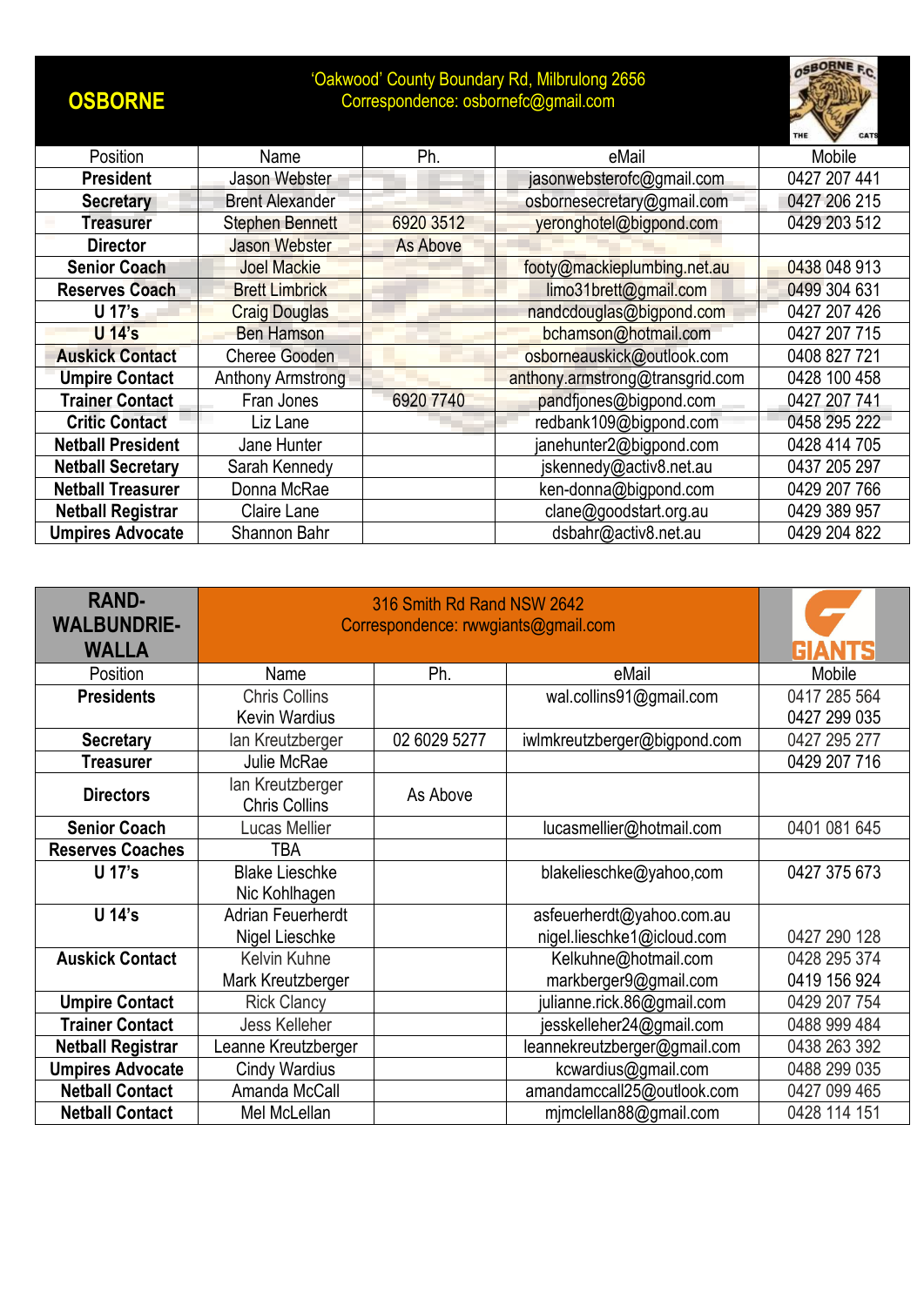## OSBORNE

'Oakwood' County Boundary Rd, Milbrulong 2656
Correspondence: osbornefc@gmail.com

| Position | Name | Ph. | eMail | Mobile |
|---|---|---|---|---|
| **President** | Jason Webster | | jasonwebsterofc@gmail.com | 0427 207 441 |
| **Secretary** | Brent Alexander | | osbornesecretary@gmail.com | 0427 206 215 |
| **Treasurer** | Stephen Bennett | 6920 3512 | yeronghotel@bigpond.com | 0429 203 512 |
| **Director** | Jason Webster | As Above | | |
| **Senior Coach** | Joel Mackie | | footy@mackieplumbing.net.au | 0438 048 913 |
| **Reserves Coach** | Brett Limbrick | | limo31brett@gmail.com | 0499 304 631 |
| **U 17's** | Craig Douglas | | nandcdouglas@bigpond.com | 0427 207 426 |
| **U 14's** | Ben Hamson | | bchamson@hotmail.com | 0427 207 715 |
| **Auskick Contact** | Cheree Gooden | | osborneauskick@outlook.com | 0408 827 721 |
| **Umpire Contact** | Anthony Armstrong | | anthony.armstrong@transgrid.com | 0428 100 458 |
| **Trainer Contact** | Fran Jones | 6920 7740 | pandfjones@bigpond.com | 0427 207 741 |
| **Critic Contact** | Liz Lane | | redbank109@bigpond.com | 0458 295 222 |
| **Netball President** | Jane Hunter | | janehunter2@bigpond.com | 0428 414 705 |
| **Netball Secretary** | Sarah Kennedy | | jskennedy@activ8.net.au | 0437 205 297 |
| **Netball Treasurer** | Donna McRae | | ken-donna@bigpond.com | 0429 207 766 |
| **Netball Registrar** | Claire Lane | | clane@goodstart.org.au | 0429 389 957 |
| **Umpires Advocate** | Shannon Bahr | | dsbahr@activ8.net.au | 0429 204 822 |

## RAND-WALBUNDRIE-WALLA

316 Smith Rd Rand NSW 2642
Correspondence: rwwgiants@gmail.com

| Position | Name | Ph. | eMail | Mobile |
|---|---|---|---|---|
| **Presidents** | Chris Collins<br>Kevin Wardius | | wal.collins91@gmail.com | 0417 285 564<br>0427 299 035 |
| **Secretary** | Ian Kreutzberger | 02 6029 5277 | iwlmkreutzberger@bigpond.com | 0427 295 277 |
| **Treasurer** | Julie McRae | | | 0429 207 716 |
| **Directors** | Ian Kreutzberger<br>Chris Collins | As Above | | |
| **Senior Coach** | Lucas Mellier | | lucasmellier@hotmail.com | 0401 081 645 |
| **Reserves Coaches** | TBA | | | |
| **U 17's** | Blake Lieschke<br>Nic Kohlhagen | | blakelieschke@yahoo,com | 0427 375 673 |
| **U 14's** | Adrian Feuerherdt<br>Nigel Lieschke | | asfeuerherdt@yahoo.com.au<br>nigel.lieschke1@icloud.com | 0427 290 128 |
| **Auskick Contact** | Kelvin Kuhne<br>Mark Kreutzberger | | Kelkuhne@hotmail.com<br>markberger9@gmail.com | 0428 295 374<br>0419 156 924 |
| **Umpire Contact** | Rick Clancy | | julianne.rick.86@gmail.com | 0429 207 754 |
| **Trainer Contact** | Jess Kelleher | | jesskelleher24@gmail.com | 0488 999 484 |
| **Netball Registrar** | Leanne Kreutzberger | | leannekreutzberger@gmail.com | 0438 263 392 |
| **Umpires Advocate** | Cindy Wardius | | kcwardius@gmail.com | 0488 299 035 |
| **Netball Contact** | Amanda McCall | | amandamccall25@outlook.com | 0427 099 465 |
| **Netball Contact** | Mel McLellan | | mjmclellan88@gmail.com | 0428 114 151 |